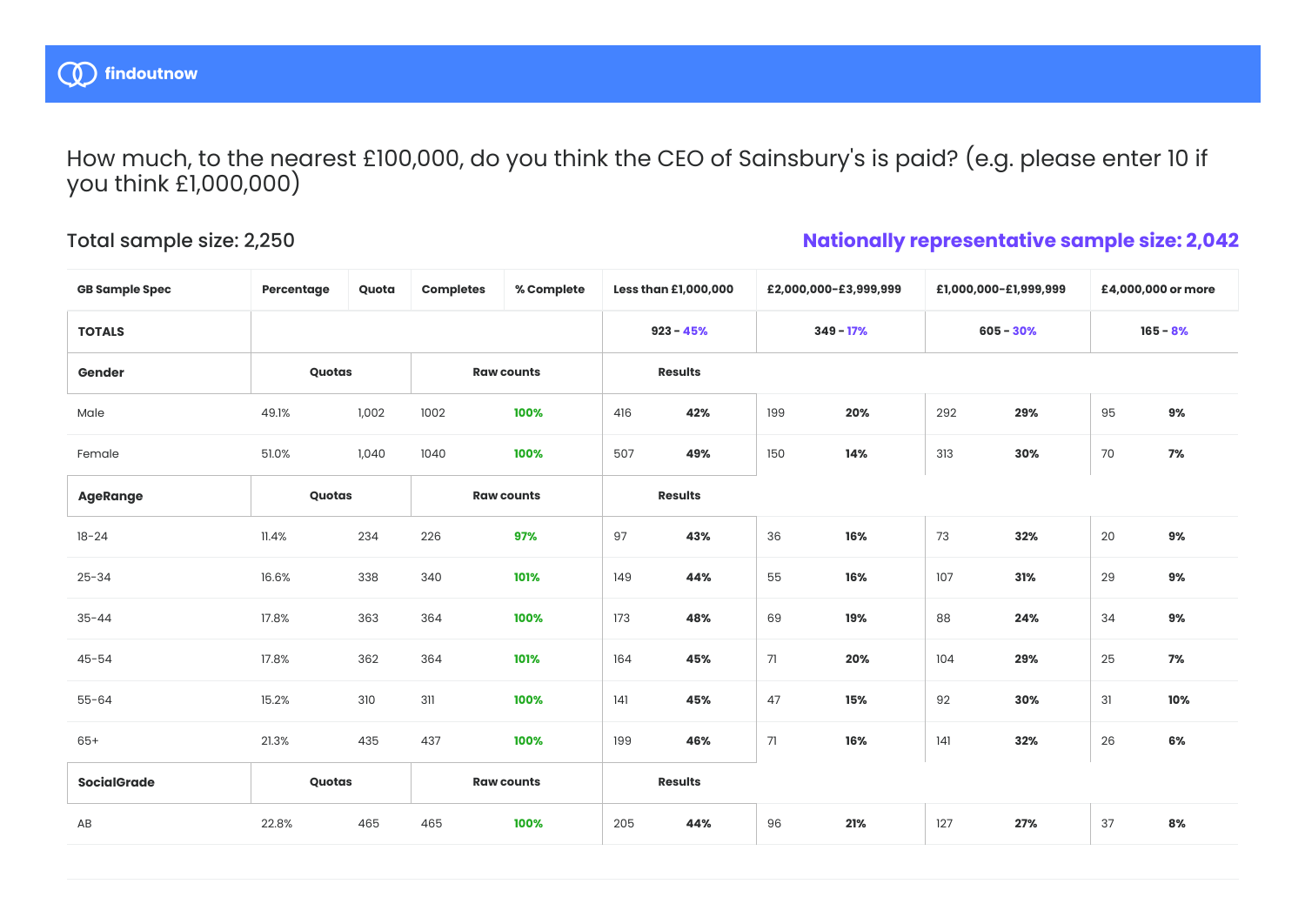findoutnow

# How much, to the nearest £100,000, do you think the CEO of Sainsbury's is paid? (e.g. please enter 10 if you think £1,000,000)

**Total sample size: 2,250**

**Nationally representative sample size: 2,042**

| GB Sample Spec | Percentage | Quota | Completes | % Complete | Less than £1,000,000 | | £2,000,000-£3,999,999 | | £1,000,000-£1,999,999 | | £4,000,000 or more | |
|---|---|---|---|---|---|---|---|---|---|---|---|---|
| **TOTALS** | | | | | 923 - 45% | | 349 - 17% | | 605 - 30% | | 165 - 8% | |
| **Gender** | Quotas | | Raw counts | | Results | | | | | | | |
| Male | 49.1% | 1,002 | 1002 | 100% | 416 | 42% | 199 | 20% | 292 | 29% | 95 | 9% |
| Female | 51.0% | 1,040 | 1040 | 100% | 507 | 49% | 150 | 14% | 313 | 30% | 70 | 7% |
| **AgeRange** | Quotas | | Raw counts | | Results | | | | | | | |
| 18-24 | 11.4% | 234 | 226 | 97% | 97 | 43% | 36 | 16% | 73 | 32% | 20 | 9% |
| 25-34 | 16.6% | 338 | 340 | 101% | 149 | 44% | 55 | 16% | 107 | 31% | 29 | 9% |
| 35-44 | 17.8% | 363 | 364 | 100% | 173 | 48% | 69 | 19% | 88 | 24% | 34 | 9% |
| 45-54 | 17.8% | 362 | 364 | 101% | 164 | 45% | 71 | 20% | 104 | 29% | 25 | 7% |
| 55-64 | 15.2% | 310 | 311 | 100% | 141 | 45% | 47 | 15% | 92 | 30% | 31 | 10% |
| 65+ | 21.3% | 435 | 437 | 100% | 199 | 46% | 71 | 16% | 141 | 32% | 26 | 6% |
| **SocialGrade** | Quotas | | Raw counts | | Results | | | | | | | |
| AB | 22.8% | 465 | 465 | 100% | 205 | 44% | 96 | 21% | 127 | 27% | 37 | 8% |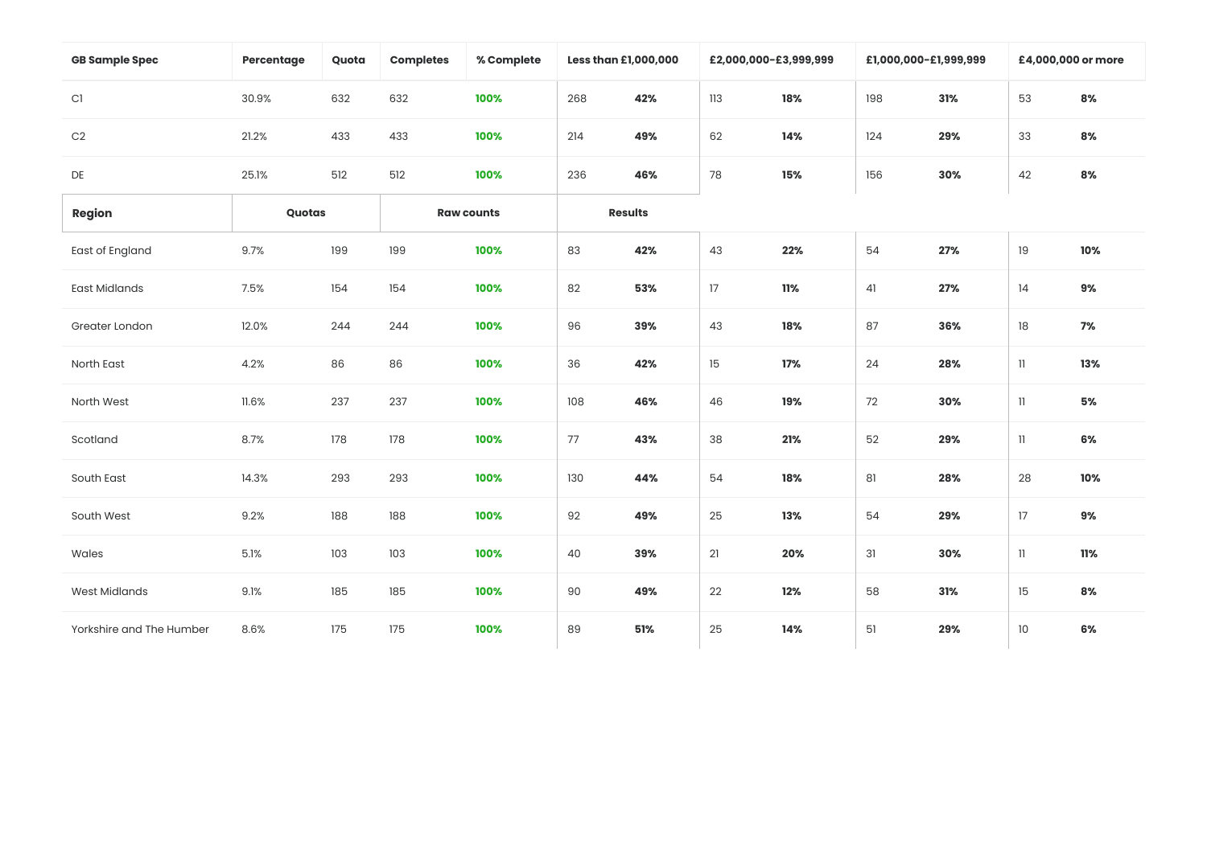| GB Sample Spec | Percentage | Quota | Completes | % Complete | Less than £1,000,000 | | £2,000,000-£3,999,999 | | £1,000,000-£1,999,999 | | £4,000,000 or more | |
|---|---|---|---|---|---|---|---|---|---|---|---|---|
| C1 | 30.9% | 632 | 632 | **100%** | 268 | **42%** | 113 | **18%** | 198 | **31%** | 53 | **8%** |
| C2 | 21.2% | 433 | 433 | **100%** | 214 | **49%** | 62 | **14%** | 124 | **29%** | 33 | **8%** |
| DE | 25.1% | 512 | 512 | **100%** | 236 | **46%** | 78 | **15%** | 156 | **30%** | 42 | **8%** |
| **Region** | **Quotas** | | **Raw counts** | | **Results** | | | | | | | |
| East of England | 9.7% | 199 | 199 | **100%** | 83 | **42%** | 43 | **22%** | 54 | **27%** | 19 | **10%** |
| East Midlands | 7.5% | 154 | 154 | **100%** | 82 | **53%** | 17 | **11%** | 41 | **27%** | 14 | **9%** |
| Greater London | 12.0% | 244 | 244 | **100%** | 96 | **39%** | 43 | **18%** | 87 | **36%** | 18 | **7%** |
| North East | 4.2% | 86 | 86 | **100%** | 36 | **42%** | 15 | **17%** | 24 | **28%** | 11 | **13%** |
| North West | 11.6% | 237 | 237 | **100%** | 108 | **46%** | 46 | **19%** | 72 | **30%** | 11 | **5%** |
| Scotland | 8.7% | 178 | 178 | **100%** | 77 | **43%** | 38 | **21%** | 52 | **29%** | 11 | **6%** |
| South East | 14.3% | 293 | 293 | **100%** | 130 | **44%** | 54 | **18%** | 81 | **28%** | 28 | **10%** |
| South West | 9.2% | 188 | 188 | **100%** | 92 | **49%** | 25 | **13%** | 54 | **29%** | 17 | **9%** |
| Wales | 5.1% | 103 | 103 | **100%** | 40 | **39%** | 21 | **20%** | 31 | **30%** | 11 | **11%** |
| West Midlands | 9.1% | 185 | 185 | **100%** | 90 | **49%** | 22 | **12%** | 58 | **31%** | 15 | **8%** |
| Yorkshire and The Humber | 8.6% | 175 | 175 | **100%** | 89 | **51%** | 25 | **14%** | 51 | **29%** | 10 | **6%** |